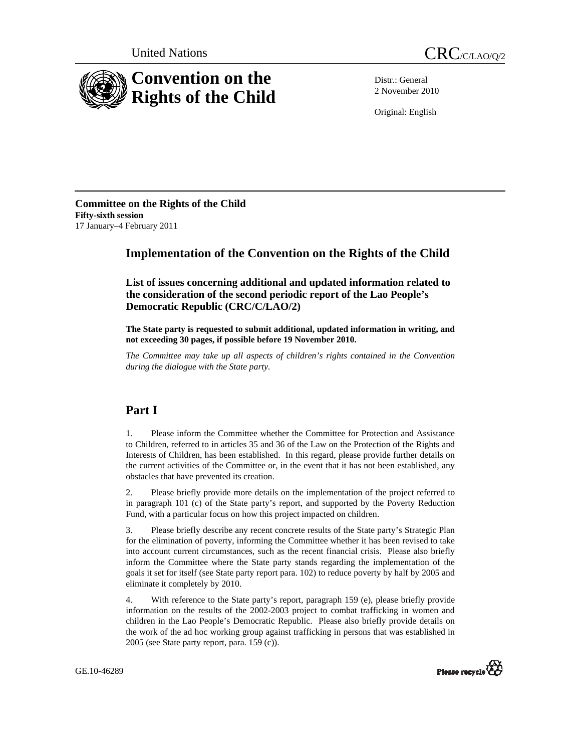United Nations

CRC/C/LAO/Q/2

# Convention on the Rights of the Child

Distr.: General
2 November 2010

Original: English

**Committee on the Rights of the Child**
**Fifty-sixth session**
17 January–4 February 2011

## Implementation of the Convention on the Rights of the Child

### List of issues concerning additional and updated information related to the consideration of the second periodic report of the Lao People's Democratic Republic (CRC/C/LAO/2)

**The State party is requested to submit additional, updated information in writing, and not exceeding 30 pages, if possible before 19 November 2010.**

*The Committee may take up all aspects of children's rights contained in the Convention during the dialogue with the State party.*

## Part I

1. Please inform the Committee whether the Committee for Protection and Assistance to Children, referred to in articles 35 and 36 of the Law on the Protection of the Rights and Interests of Children, has been established. In this regard, please provide further details on the current activities of the Committee or, in the event that it has not been established, any obstacles that have prevented its creation.

2. Please briefly provide more details on the implementation of the project referred to in paragraph 101 (c) of the State party's report, and supported by the Poverty Reduction Fund, with a particular focus on how this project impacted on children.

3. Please briefly describe any recent concrete results of the State party's Strategic Plan for the elimination of poverty, informing the Committee whether it has been revised to take into account current circumstances, such as the recent financial crisis. Please also briefly inform the Committee where the State party stands regarding the implementation of the goals it set for itself (see State party report para. 102) to reduce poverty by half by 2005 and eliminate it completely by 2010.

4. With reference to the State party's report, paragraph 159 (e), please briefly provide information on the results of the 2002-2003 project to combat trafficking in women and children in the Lao People's Democratic Republic. Please also briefly provide details on the work of the ad hoc working group against trafficking in persons that was established in 2005 (see State party report, para. 159 (c)).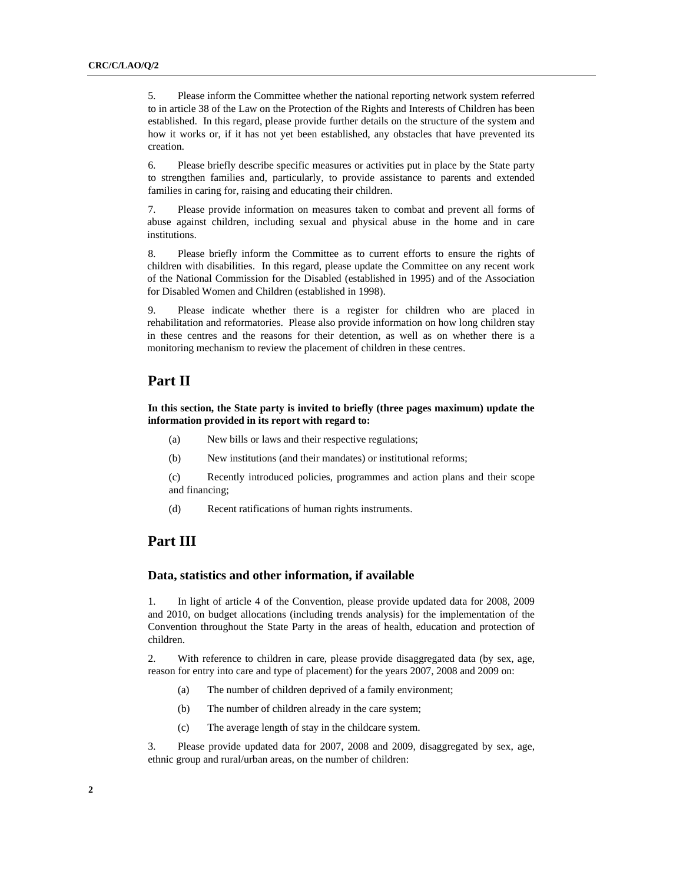5. Please inform the Committee whether the national reporting network system referred to in article 38 of the Law on the Protection of the Rights and Interests of Children has been established. In this regard, please provide further details on the structure of the system and how it works or, if it has not yet been established, any obstacles that have prevented its creation.

6. Please briefly describe specific measures or activities put in place by the State party to strengthen families and, particularly, to provide assistance to parents and extended families in caring for, raising and educating their children.

7. Please provide information on measures taken to combat and prevent all forms of abuse against children, including sexual and physical abuse in the home and in care institutions.

8. Please briefly inform the Committee as to current efforts to ensure the rights of children with disabilities. In this regard, please update the Committee on any recent work of the National Commission for the Disabled (established in 1995) and of the Association for Disabled Women and Children (established in 1998).

9. Please indicate whether there is a register for children who are placed in rehabilitation and reformatories. Please also provide information on how long children stay in these centres and the reasons for their detention, as well as on whether there is a monitoring mechanism to review the placement of children in these centres.

## Part II

**In this section, the State party is invited to briefly (three pages maximum) update the information provided in its report with regard to:**

(a) New bills or laws and their respective regulations;

(b) New institutions (and their mandates) or institutional reforms;

(c) Recently introduced policies, programmes and action plans and their scope and financing;

(d) Recent ratifications of human rights instruments.

## Part III

### Data, statistics and other information, if available

1. In light of article 4 of the Convention, please provide updated data for 2008, 2009 and 2010, on budget allocations (including trends analysis) for the implementation of the Convention throughout the State Party in the areas of health, education and protection of children.

2. With reference to children in care, please provide disaggregated data (by sex, age, reason for entry into care and type of placement) for the years 2007, 2008 and 2009 on:

(a) The number of children deprived of a family environment;

(b) The number of children already in the care system;

(c) The average length of stay in the childcare system.

3. Please provide updated data for 2007, 2008 and 2009, disaggregated by sex, age, ethnic group and rural/urban areas, on the number of children: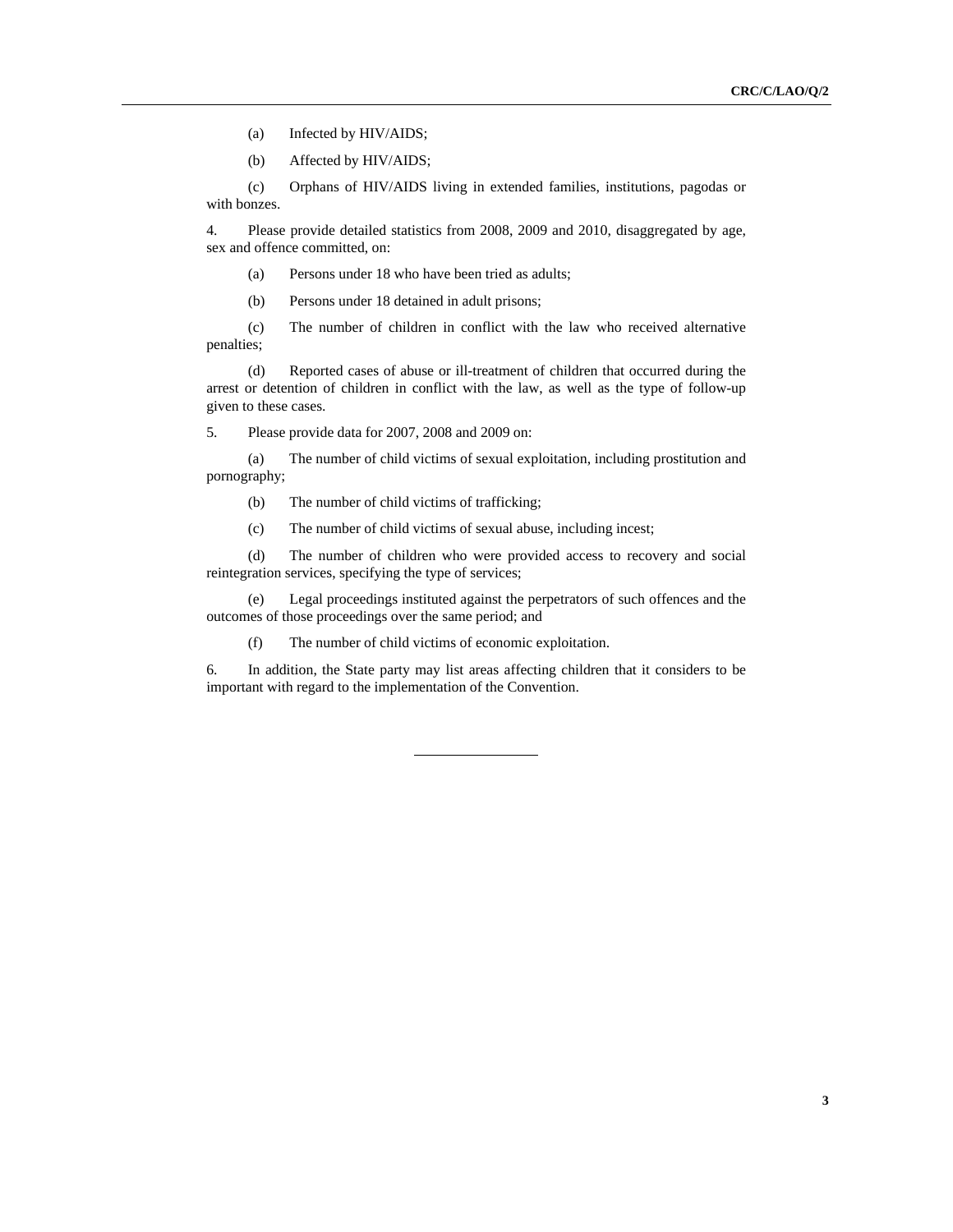(a) Infected by HIV/AIDS;

(b) Affected by HIV/AIDS;

(c) Orphans of HIV/AIDS living in extended families, institutions, pagodas or with bonzes.

4. Please provide detailed statistics from 2008, 2009 and 2010, disaggregated by age, sex and offence committed, on:

(a) Persons under 18 who have been tried as adults;

(b) Persons under 18 detained in adult prisons;

(c) The number of children in conflict with the law who received alternative penalties;

(d) Reported cases of abuse or ill-treatment of children that occurred during the arrest or detention of children in conflict with the law, as well as the type of follow-up given to these cases.

5. Please provide data for 2007, 2008 and 2009 on:

(a) The number of child victims of sexual exploitation, including prostitution and pornography;

(b) The number of child victims of trafficking;

(c) The number of child victims of sexual abuse, including incest;

(d) The number of children who were provided access to recovery and social reintegration services, specifying the type of services;

(e) Legal proceedings instituted against the perpetrators of such offences and the outcomes of those proceedings over the same period; and

(f) The number of child victims of economic exploitation.

6. In addition, the State party may list areas affecting children that it considers to be important with regard to the implementation of the Convention.